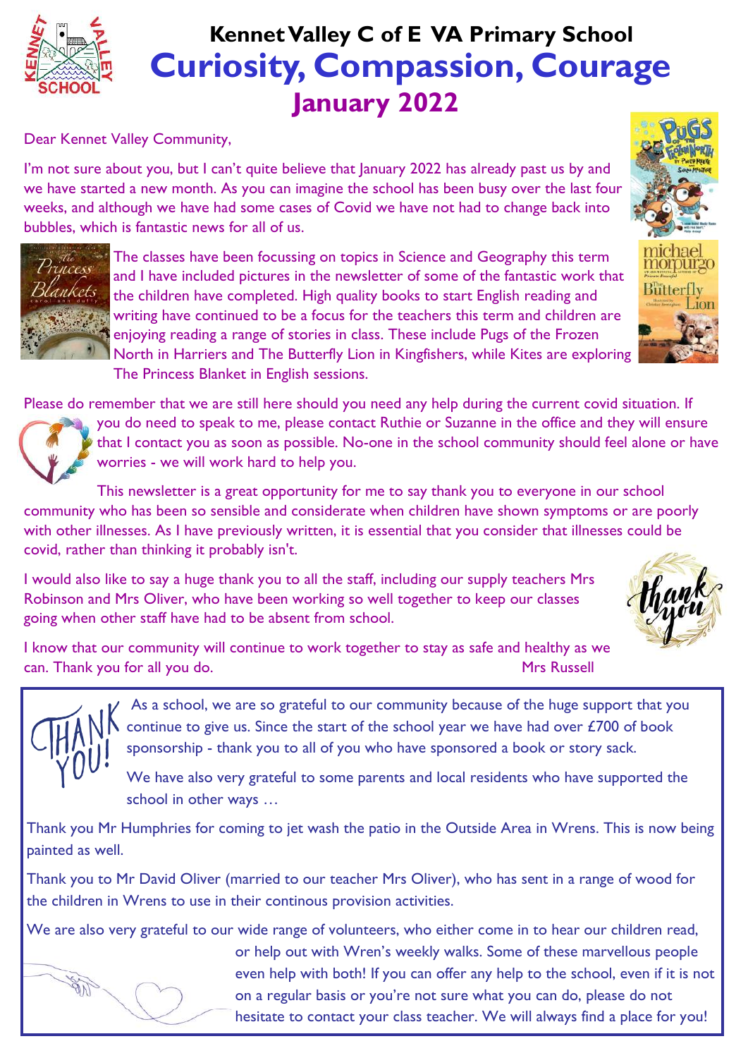# Kennet Valley C of E VA Primary School

# Curiosity, Compassion, Courage

## January 2022

Dear Kennet Valley Community,

I'm not sure about you, but I can't quite believe that January 2022 has already past us by and we have started a new month. As you can imagine the school has been busy over the last four weeks, and although we have had some cases of Covid we have not had to change back into bubbles, which is fantastic news for all of us.

The classes have been focussing on topics in Science and Geography this term and I have included pictures in the newsletter of some of the fantastic work that the children have completed. High quality books to start English reading and writing have continued to be a focus for the teachers this term and children are enjoying reading a range of stories in class. These include Pugs of the Frozen North in Harriers and The Butterfly Lion in Kingfishers, while Kites are exploring The Princess Blanket in English sessions.

Please do remember that we are still here should you need any help during the current covid situation. If you do need to speak to me, please contact Ruthie or Suzanne in the office and they will ensure that I contact you as soon as possible. No-one in the school community should feel alone or have worries - we will work hard to help you.

This newsletter is a great opportunity for me to say thank you to everyone in our school community who has been so sensible and considerate when children have shown symptoms or are poorly with other illnesses. As I have previously written, it is essential that you consider that illnesses could be covid, rather than thinking it probably isn't.

I would also like to say a huge thank you to all the staff, including our supply teachers Mrs Robinson and Mrs Oliver, who have been working so well together to keep our classes going when other staff have had to be absent from school.

I know that our community will continue to work together to stay as safe and healthy as we can. Thank you for all you do.

Mrs Russell

---

As a school, we are so grateful to our community because of the huge support that you continue to give us. Since the start of the school year we have had over £700 of book sponsorship - thank you to all of you who have sponsored a book or story sack.

We have also very grateful to some parents and local residents who have supported the school in other ways …

Thank you Mr Humphries for coming to jet wash the patio in the Outside Area in Wrens. This is now being painted as well.

Thank you to Mr David Oliver (married to our teacher Mrs Oliver), who has sent in a range of wood for the children in Wrens to use in their continous provision activities.

We are also very grateful to our wide range of volunteers, who either come in to hear our children read, or help out with Wren's weekly walks. Some of these marvellous people even help with both! If you can offer any help to the school, even if it is not on a regular basis or you're not sure what you can do, please do not hesitate to contact your class teacher. We will always find a place for you!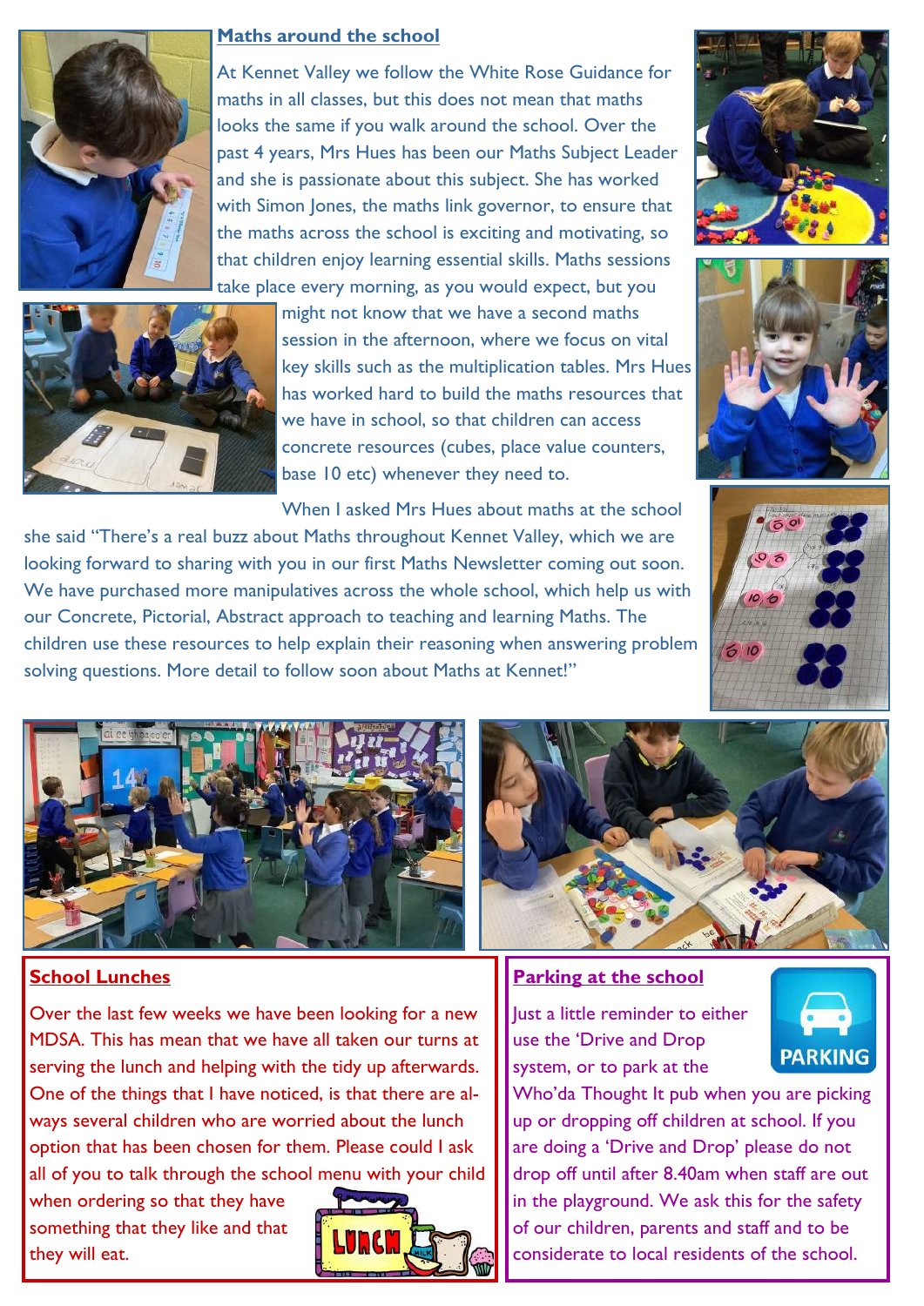## Maths around the school

At Kennet Valley we follow the White Rose Guidance for maths in all classes, but this does not mean that maths looks the same if you walk around the school. Over the past 4 years, Mrs Hues has been our Maths Subject Leader and she is passionate about this subject. She has worked with Simon Jones, the maths link governor, to ensure that the maths across the school is exciting and motivating, so that children enjoy learning essential skills. Maths sessions take place every morning, as you would expect, but you might not know that we have a second maths session in the afternoon, where we focus on vital key skills such as the multiplication tables. Mrs Hues has worked hard to build the maths resources that we have in school, so that children can access concrete resources (cubes, place value counters, base 10 etc) whenever they need to.

When I asked Mrs Hues about maths at the school she said "There's a real buzz about Maths throughout Kennet Valley, which we are looking forward to sharing with you in our first Maths Newsletter coming out soon. We have purchased more manipulatives across the whole school, which help us with our Concrete, Pictorial, Abstract approach to teaching and learning Maths. The children use these resources to help explain their reasoning when answering problem solving questions. More detail to follow soon about Maths at Kennet!"

## School Lunches

Over the last few weeks we have been looking for a new MDSA. This has mean that we have all taken our turns at serving the lunch and helping with the tidy up afterwards. One of the things that I have noticed, is that there are always several children who are worried about the lunch option that has been chosen for them. Please could I ask all of you to talk through the school menu with your child when ordering so that they have something that they like and that they will eat.

## Parking at the school

Just a little reminder to either use the 'Drive and Drop system, or to park at the Who'da Thought It pub when you are picking up or dropping off children at school. If you are doing a 'Drive and Drop' please do not drop off until after 8.40am when staff are out in the playground. We ask this for the safety of our children, parents and staff and to be considerate to local residents of the school.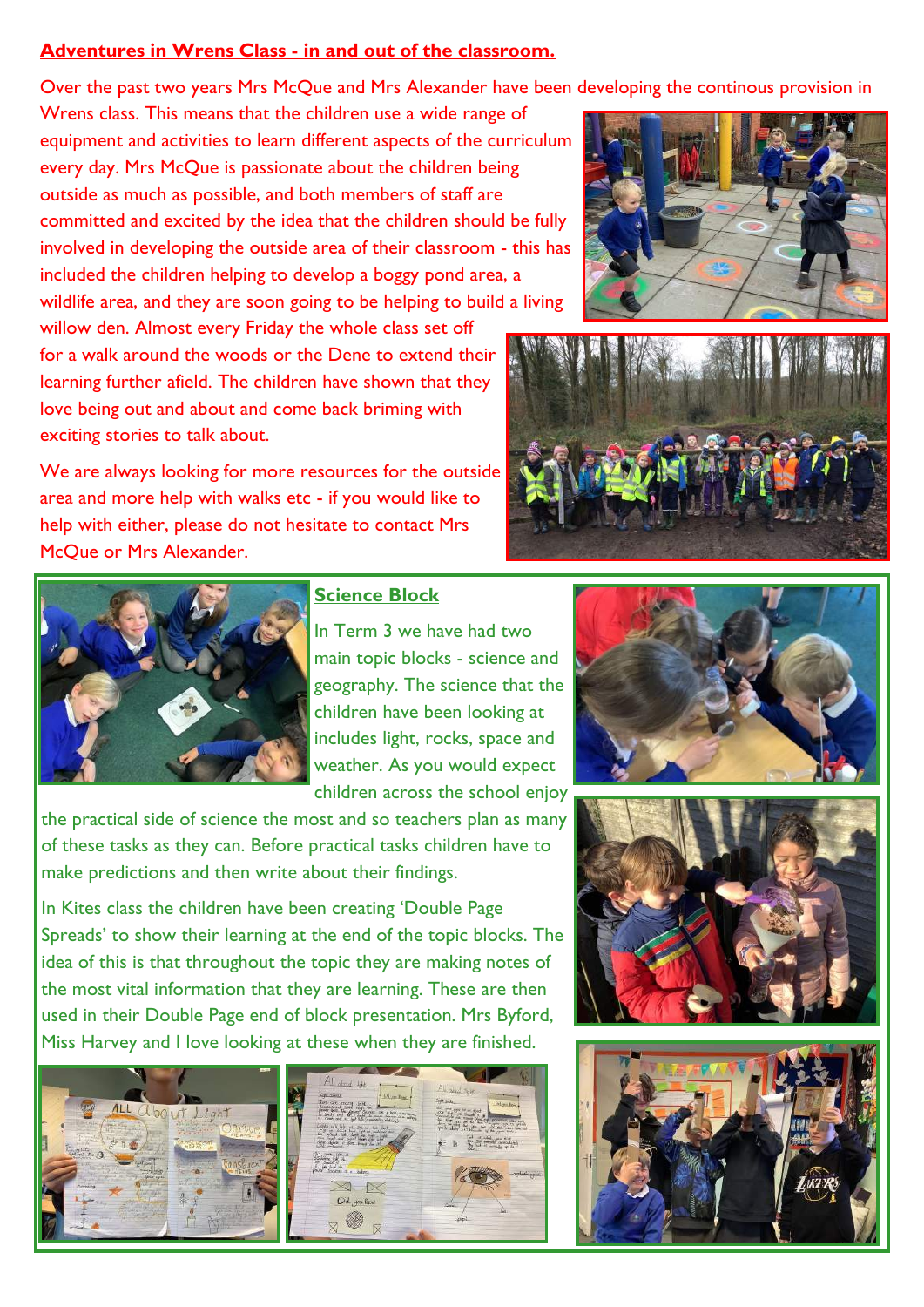## Adventures in Wrens Class - in and out of the classroom.

Over the past two years Mrs McQue and Mrs Alexander have been developing the continous provision in Wrens class. This means that the children use a wide range of equipment and activities to learn different aspects of the curriculum every day. Mrs McQue is passionate about the children being outside as much as possible, and both members of staff are committed and excited by the idea that the children should be fully involved in developing the outside area of their classroom - this has included the children helping to develop a boggy pond area, a wildlife area, and they are soon going to be helping to build a living willow den. Almost every Friday the whole class set off for a walk around the woods or the Dene to extend their learning further afield. The children have shown that they love being out and about and come back briming with exciting stories to talk about.

We are always looking for more resources for the outside area and more help with walks etc - if you would like to help with either, please do not hesitate to contact Mrs McQue or Mrs Alexander.

## Science Block

In Term 3 we have had two main topic blocks - science and geography. The science that the children have been looking at includes light, rocks, space and weather. As you would expect children across the school enjoy the practical side of science the most and so teachers plan as many of these tasks as they can. Before practical tasks children have to make predictions and then write about their findings.

In Kites class the children have been creating 'Double Page Spreads' to show their learning at the end of the topic blocks. The idea of this is that throughout the topic they are making notes of the most vital information that they are learning. These are then used in their Double Page end of block presentation. Mrs Byford, Miss Harvey and I love looking at these when they are finished.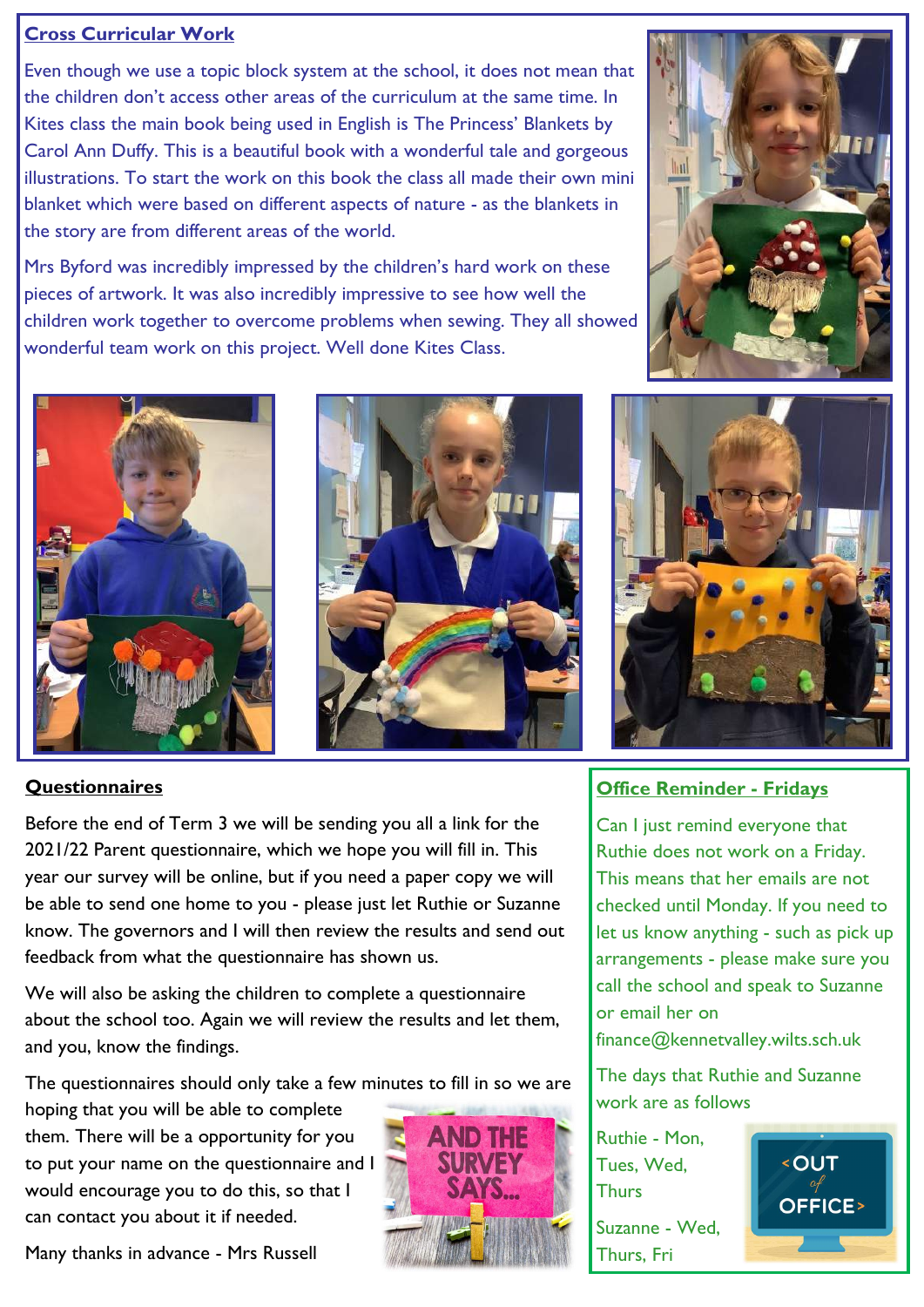## Cross Curricular Work

Even though we use a topic block system at the school, it does not mean that the children don't access other areas of the curriculum at the same time. In Kites class the main book being used in English is The Princess' Blankets by Carol Ann Duffy. This is a beautiful book with a wonderful tale and gorgeous illustrations. To start the work on this book the class all made their own mini blanket which were based on different aspects of nature - as the blankets in the story are from different areas of the world.

Mrs Byford was incredibly impressed by the children's hard work on these pieces of artwork. It was also incredibly impressive to see how well the children work together to overcome problems when sewing. They all showed wonderful team work on this project. Well done Kites Class.

## Questionnaires

Before the end of Term 3 we will be sending you all a link for the 2021/22 Parent questionnaire, which we hope you will fill in. This year our survey will be online, but if you need a paper copy we will be able to send one home to you - please just let Ruthie or Suzanne know. The governors and I will then review the results and send out feedback from what the questionnaire has shown us.

We will also be asking the children to complete a questionnaire about the school too. Again we will review the results and let them, and you, know the findings.

The questionnaires should only take a few minutes to fill in so we are hoping that you will be able to complete them. There will be a opportunity for you to put your name on the questionnaire and I would encourage you to do this, so that I can contact you about it if needed.

Many thanks in advance - Mrs Russell

## Office Reminder - Fridays

Can I just remind everyone that Ruthie does not work on a Friday. This means that her emails are not checked until Monday. If you need to let us know anything - such as pick up arrangements - please make sure you call the school and speak to Suzanne or email her on finance@kennetvalley.wilts.sch.uk

The days that Ruthie and Suzanne work are as follows

Ruthie - Mon, Tues, Wed, Thurs

Suzanne - Wed, Thurs, Fri